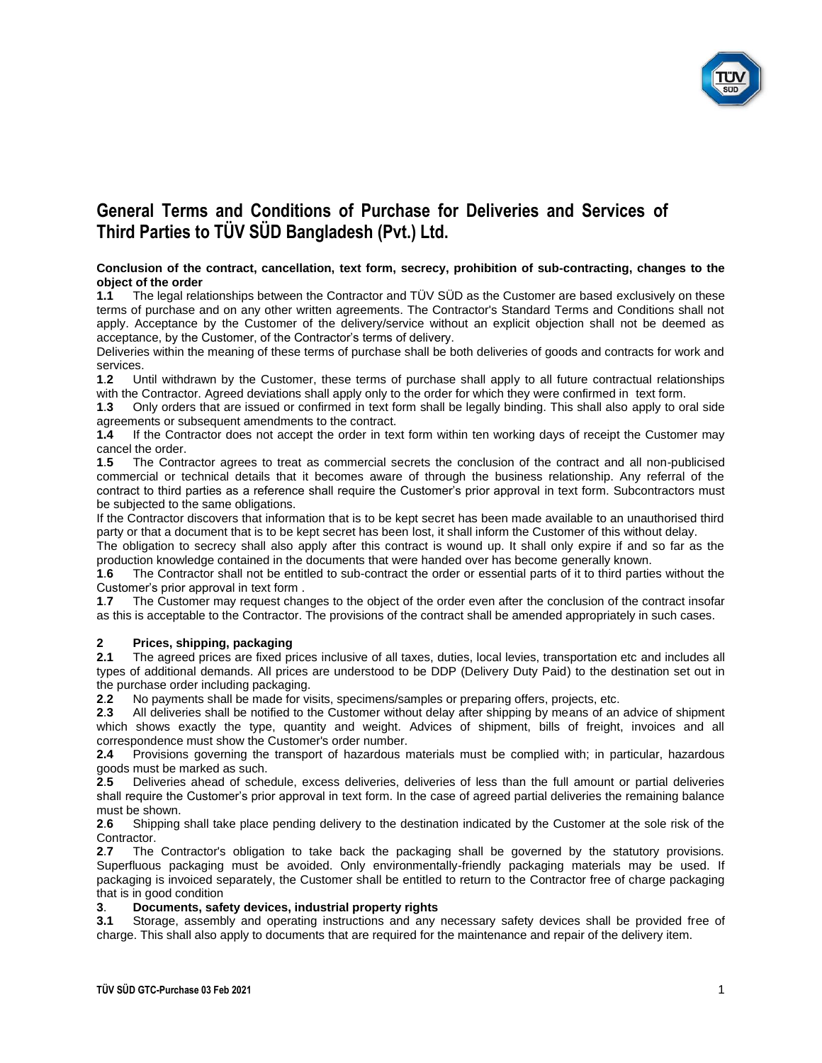# General Terms and Conditions of Purchase for Deliveries and Services of Third Parties to TÜV SÜD Bangladesh (Pvt.) Ltd.

**Conclusion of the contract, cancellation, text form, secrecy, prohibition of sub-contracting, changes to the object of the order**

**1.1** The legal relationships between the Contractor and TÜV SÜD as the Customer are based exclusively on these terms of purchase and on any other written agreements. The Contractor's Standard Terms and Conditions shall not apply. Acceptance by the Customer of the delivery/service without an explicit objection shall not be deemed as acceptance, by the Customer, of the Contractor's terms of delivery.

Deliveries within the meaning of these terms of purchase shall be both deliveries of goods and contracts for work and services.

**1.2** Until withdrawn by the Customer, these terms of purchase shall apply to all future contractual relationships with the Contractor. Agreed deviations shall apply only to the order for which they were confirmed in text form.

**1.3** Only orders that are issued or confirmed in text form shall be legally binding. This shall also apply to oral side agreements or subsequent amendments to the contract.

**1.4** If the Contractor does not accept the order in text form within ten working days of receipt the Customer may cancel the order.

**1.5** The Contractor agrees to treat as commercial secrets the conclusion of the contract and all non-publicised commercial or technical details that it becomes aware of through the business relationship. Any referral of the contract to third parties as a reference shall require the Customer's prior approval in text form. Subcontractors must be subjected to the same obligations.

If the Contractor discovers that information that is to be kept secret has been made available to an unauthorised third party or that a document that is to be kept secret has been lost, it shall inform the Customer of this without delay.

The obligation to secrecy shall also apply after this contract is wound up. It shall only expire if and so far as the production knowledge contained in the documents that were handed over has become generally known.

**1.6** The Contractor shall not be entitled to sub-contract the order or essential parts of it to third parties without the Customer's prior approval in text form .

**1.7** The Customer may request changes to the object of the order even after the conclusion of the contract insofar as this is acceptable to the Contractor. The provisions of the contract shall be amended appropriately in such cases.

## 2 Prices, shipping, packaging

**2.1** The agreed prices are fixed prices inclusive of all taxes, duties, local levies, transportation etc and includes all types of additional demands. All prices are understood to be DDP (Delivery Duty Paid) to the destination set out in the purchase order including packaging.

**2.2** No payments shall be made for visits, specimens/samples or preparing offers, projects, etc.

**2.3** All deliveries shall be notified to the Customer without delay after shipping by means of an advice of shipment which shows exactly the type, quantity and weight. Advices of shipment, bills of freight, invoices and all correspondence must show the Customer's order number.

**2.4** Provisions governing the transport of hazardous materials must be complied with; in particular, hazardous goods must be marked as such.

**2.5** Deliveries ahead of schedule, excess deliveries, deliveries of less than the full amount or partial deliveries shall require the Customer's prior approval in text form. In the case of agreed partial deliveries the remaining balance must be shown.

**2.6** Shipping shall take place pending delivery to the destination indicated by the Customer at the sole risk of the Contractor.

**2.7** The Contractor's obligation to take back the packaging shall be governed by the statutory provisions. Superfluous packaging must be avoided. Only environmentally-friendly packaging materials may be used. If packaging is invoiced separately, the Customer shall be entitled to return to the Contractor free of charge packaging that is in good condition

## 3. Documents, safety devices, industrial property rights

**3.1** Storage, assembly and operating instructions and any necessary safety devices shall be provided free of charge. This shall also apply to documents that are required for the maintenance and repair of the delivery item.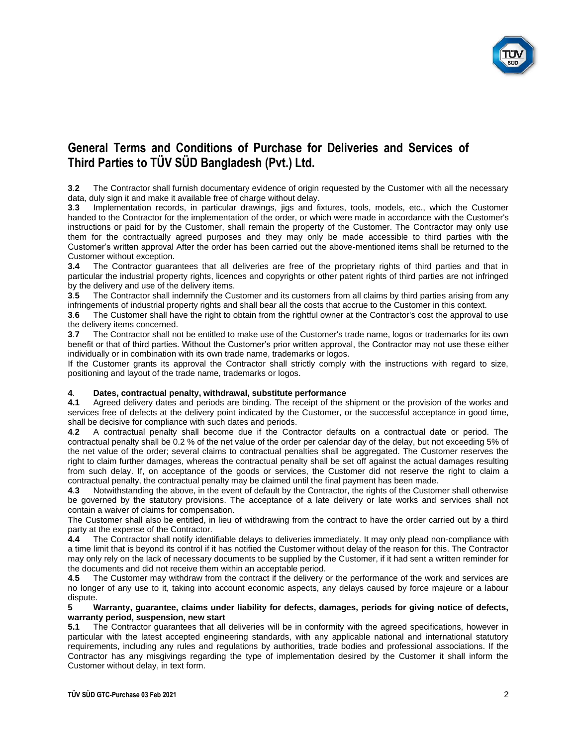# General Terms and Conditions of Purchase for Deliveries and Services of Third Parties to TÜV SÜD Bangladesh (Pvt.) Ltd.

**3.2** The Contractor shall furnish documentary evidence of origin requested by the Customer with all the necessary data, duly sign it and make it available free of charge without delay.

**3.3** Implementation records, in particular drawings, jigs and fixtures, tools, models, etc., which the Customer handed to the Contractor for the implementation of the order, or which were made in accordance with the Customer's instructions or paid for by the Customer, shall remain the property of the Customer. The Contractor may only use them for the contractually agreed purposes and they may only be made accessible to third parties with the Customer's written approval After the order has been carried out the above-mentioned items shall be returned to the Customer without exception.

**3.4** The Contractor guarantees that all deliveries are free of the proprietary rights of third parties and that in particular the industrial property rights, licences and copyrights or other patent rights of third parties are not infringed by the delivery and use of the delivery items.

**3.5** The Contractor shall indemnify the Customer and its customers from all claims by third parties arising from any infringements of industrial property rights and shall bear all the costs that accrue to the Customer in this context.

**3.6** The Customer shall have the right to obtain from the rightful owner at the Contractor's cost the approval to use the delivery items concerned.

**3.7** The Contractor shall not be entitled to make use of the Customer's trade name, logos or trademarks for its own benefit or that of third parties. Without the Customer's prior written approval, the Contractor may not use these either individually or in combination with its own trade name, trademarks or logos.

If the Customer grants its approval the Contractor shall strictly comply with the instructions with regard to size, positioning and layout of the trade name, trademarks or logos.

**4. Dates, contractual penalty, withdrawal, substitute performance**

**4.1** Agreed delivery dates and periods are binding. The receipt of the shipment or the provision of the works and services free of defects at the delivery point indicated by the Customer, or the successful acceptance in good time, shall be decisive for compliance with such dates and periods.

**4.2** A contractual penalty shall become due if the Contractor defaults on a contractual date or period. The contractual penalty shall be 0.2 % of the net value of the order per calendar day of the delay, but not exceeding 5% of the net value of the order; several claims to contractual penalties shall be aggregated. The Customer reserves the right to claim further damages, whereas the contractual penalty shall be set off against the actual damages resulting from such delay. If, on acceptance of the goods or services, the Customer did not reserve the right to claim a contractual penalty, the contractual penalty may be claimed until the final payment has been made.

**4.3** Notwithstanding the above, in the event of default by the Contractor, the rights of the Customer shall otherwise be governed by the statutory provisions. The acceptance of a late delivery or late works and services shall not contain a waiver of claims for compensation.

The Customer shall also be entitled, in lieu of withdrawing from the contract to have the order carried out by a third party at the expense of the Contractor.

**4.4** The Contractor shall notify identifiable delays to deliveries immediately. It may only plead non-compliance with a time limit that is beyond its control if it has notified the Customer without delay of the reason for this. The Contractor may only rely on the lack of necessary documents to be supplied by the Customer, if it had sent a written reminder for the documents and did not receive them within an acceptable period.

**4.5** The Customer may withdraw from the contract if the delivery or the performance of the work and services are no longer of any use to it, taking into account economic aspects, any delays caused by force majeure or a labour dispute.

**5 Warranty, guarantee, claims under liability for defects, damages, periods for giving notice of defects, warranty period, suspension, new start**

**5.1** The Contractor guarantees that all deliveries will be in conformity with the agreed specifications, however in particular with the latest accepted engineering standards, with any applicable national and international statutory requirements, including any rules and regulations by authorities, trade bodies and professional associations. If the Contractor has any misgivings regarding the type of implementation desired by the Customer it shall inform the Customer without delay, in text form.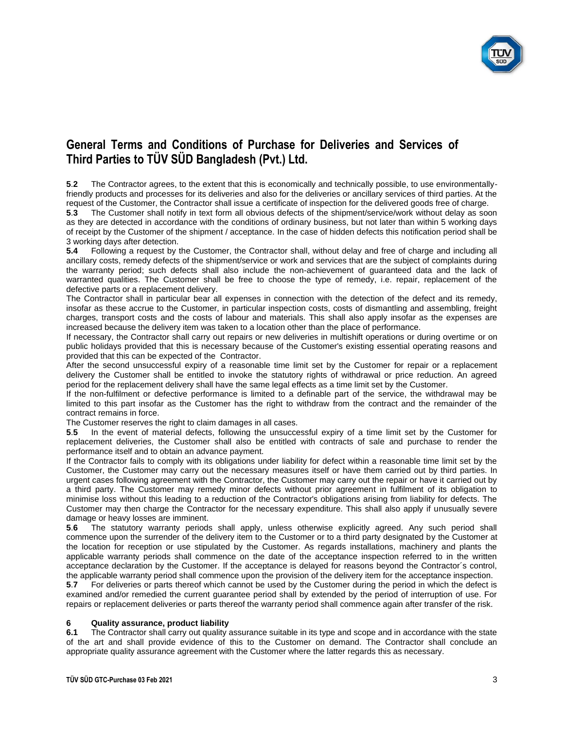# General Terms and Conditions of Purchase for Deliveries and Services of Third Parties to TÜV SÜD Bangladesh (Pvt.) Ltd.

**5.2** The Contractor agrees, to the extent that this is economically and technically possible, to use environmentally-friendly products and processes for its deliveries and also for the deliveries or ancillary services of third parties. At the request of the Customer, the Contractor shall issue a certificate of inspection for the delivered goods free of charge.

**5.3** The Customer shall notify in text form all obvious defects of the shipment/service/work without delay as soon as they are detected in accordance with the conditions of ordinary business, but not later than within 5 working days of receipt by the Customer of the shipment / acceptance. In the case of hidden defects this notification period shall be 3 working days after detection.

**5.4** Following a request by the Customer, the Contractor shall, without delay and free of charge and including all ancillary costs, remedy defects of the shipment/service or work and services that are the subject of complaints during the warranty period; such defects shall also include the non-achievement of guaranteed data and the lack of warranted qualities. The Customer shall be free to choose the type of remedy, i.e. repair, replacement of the defective parts or a replacement delivery.

The Contractor shall in particular bear all expenses in connection with the detection of the defect and its remedy, insofar as these accrue to the Customer, in particular inspection costs, costs of dismantling and assembling, freight charges, transport costs and the costs of labour and materials. This shall also apply insofar as the expenses are increased because the delivery item was taken to a location other than the place of performance.

If necessary, the Contractor shall carry out repairs or new deliveries in multishift operations or during overtime or on public holidays provided that this is necessary because of the Customer's existing essential operating reasons and provided that this can be expected of the Contractor.

After the second unsuccessful expiry of a reasonable time limit set by the Customer for repair or a replacement delivery the Customer shall be entitled to invoke the statutory rights of withdrawal or price reduction. An agreed period for the replacement delivery shall have the same legal effects as a time limit set by the Customer.

If the non-fulfilment or defective performance is limited to a definable part of the service, the withdrawal may be limited to this part insofar as the Customer has the right to withdraw from the contract and the remainder of the contract remains in force.

The Customer reserves the right to claim damages in all cases.

**5.5** In the event of material defects, following the unsuccessful expiry of a time limit set by the Customer for replacement deliveries, the Customer shall also be entitled with contracts of sale and purchase to render the performance itself and to obtain an advance payment.

If the Contractor fails to comply with its obligations under liability for defect within a reasonable time limit set by the Customer, the Customer may carry out the necessary measures itself or have them carried out by third parties. In urgent cases following agreement with the Contractor, the Customer may carry out the repair or have it carried out by a third party. The Customer may remedy minor defects without prior agreement in fulfilment of its obligation to minimise loss without this leading to a reduction of the Contractor's obligations arising from liability for defects. The Customer may then charge the Contractor for the necessary expenditure. This shall also apply if unusually severe damage or heavy losses are imminent.

**5.6** The statutory warranty periods shall apply, unless otherwise explicitly agreed. Any such period shall commence upon the surrender of the delivery item to the Customer or to a third party designated by the Customer at the location for reception or use stipulated by the Customer. As regards installations, machinery and plants the applicable warranty periods shall commence on the date of the acceptance inspection referred to in the written acceptance declaration by the Customer. If the acceptance is delayed for reasons beyond the Contractor´s control, the applicable warranty period shall commence upon the provision of the delivery item for the acceptance inspection.

**5.7** For deliveries or parts thereof which cannot be used by the Customer during the period in which the defect is examined and/or remedied the current guarantee period shall by extended by the period of interruption of use. For repairs or replacement deliveries or parts thereof the warranty period shall commence again after transfer of the risk.

## 6 Quality assurance, product liability

**6.1** The Contractor shall carry out quality assurance suitable in its type and scope and in accordance with the state of the art and shall provide evidence of this to the Customer on demand. The Contractor shall conclude an appropriate quality assurance agreement with the Customer where the latter regards this as necessary.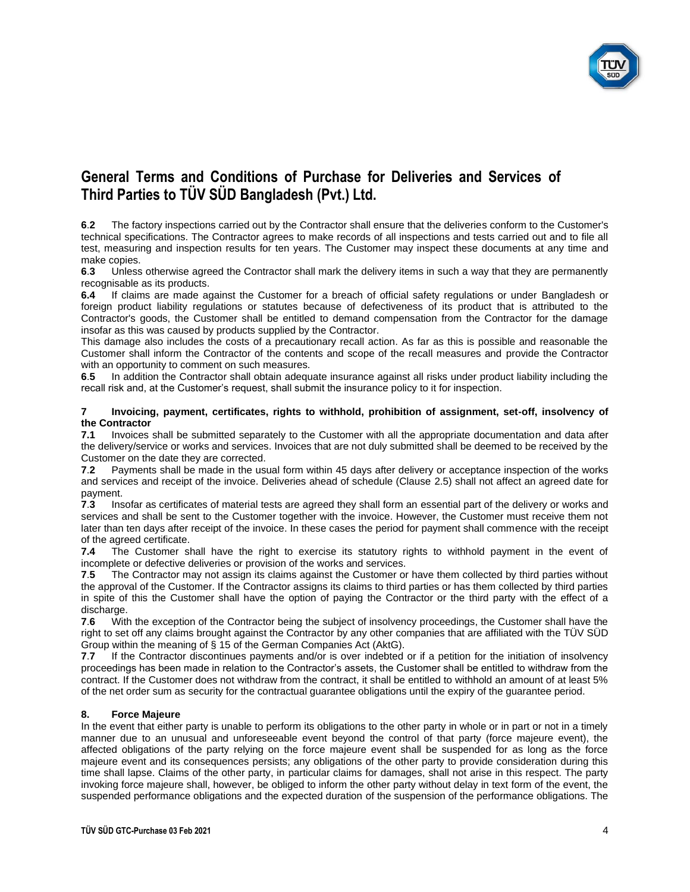# General Terms and Conditions of Purchase for Deliveries and Services of Third Parties to TÜV SÜD Bangladesh (Pvt.) Ltd.

**6.2** The factory inspections carried out by the Contractor shall ensure that the deliveries conform to the Customer's technical specifications. The Contractor agrees to make records of all inspections and tests carried out and to file all test, measuring and inspection results for ten years. The Customer may inspect these documents at any time and make copies.

**6.3** Unless otherwise agreed the Contractor shall mark the delivery items in such a way that they are permanently recognisable as its products.

**6.4** If claims are made against the Customer for a breach of official safety regulations or under Bangladesh or foreign product liability regulations or statutes because of defectiveness of its product that is attributed to the Contractor's goods, the Customer shall be entitled to demand compensation from the Contractor for the damage insofar as this was caused by products supplied by the Contractor.

This damage also includes the costs of a precautionary recall action. As far as this is possible and reasonable the Customer shall inform the Contractor of the contents and scope of the recall measures and provide the Contractor with an opportunity to comment on such measures.

**6.5** In addition the Contractor shall obtain adequate insurance against all risks under product liability including the recall risk and, at the Customer's request, shall submit the insurance policy to it for inspection.

## 7 Invoicing, payment, certificates, rights to withhold, prohibition of assignment, set-off, insolvency of the Contractor

**7.1** Invoices shall be submitted separately to the Customer with all the appropriate documentation and data after the delivery/service or works and services. Invoices that are not duly submitted shall be deemed to be received by the Customer on the date they are corrected.

**7.2** Payments shall be made in the usual form within 45 days after delivery or acceptance inspection of the works and services and receipt of the invoice. Deliveries ahead of schedule (Clause 2.5) shall not affect an agreed date for payment.

**7.3** Insofar as certificates of material tests are agreed they shall form an essential part of the delivery or works and services and shall be sent to the Customer together with the invoice. However, the Customer must receive them not later than ten days after receipt of the invoice. In these cases the period for payment shall commence with the receipt of the agreed certificate.

**7.4** The Customer shall have the right to exercise its statutory rights to withhold payment in the event of incomplete or defective deliveries or provision of the works and services.

**7.5** The Contractor may not assign its claims against the Customer or have them collected by third parties without the approval of the Customer. If the Contractor assigns its claims to third parties or has them collected by third parties in spite of this the Customer shall have the option of paying the Contractor or the third party with the effect of a discharge.

**7.6** With the exception of the Contractor being the subject of insolvency proceedings, the Customer shall have the right to set off any claims brought against the Contractor by any other companies that are affiliated with the TÜV SÜD Group within the meaning of § 15 of the German Companies Act (AktG).

**7.7** If the Contractor discontinues payments and/or is over indebted or if a petition for the initiation of insolvency proceedings has been made in relation to the Contractor's assets, the Customer shall be entitled to withdraw from the contract. If the Customer does not withdraw from the contract, it shall be entitled to withhold an amount of at least 5% of the net order sum as security for the contractual guarantee obligations until the expiry of the guarantee period.

## 8. Force Majeure

In the event that either party is unable to perform its obligations to the other party in whole or in part or not in a timely manner due to an unusual and unforeseeable event beyond the control of that party (force majeure event), the affected obligations of the party relying on the force majeure event shall be suspended for as long as the force majeure event and its consequences persists; any obligations of the other party to provide consideration during this time shall lapse. Claims of the other party, in particular claims for damages, shall not arise in this respect. The party invoking force majeure shall, however, be obliged to inform the other party without delay in text form of the event, the suspended performance obligations and the expected duration of the suspension of the performance obligations. The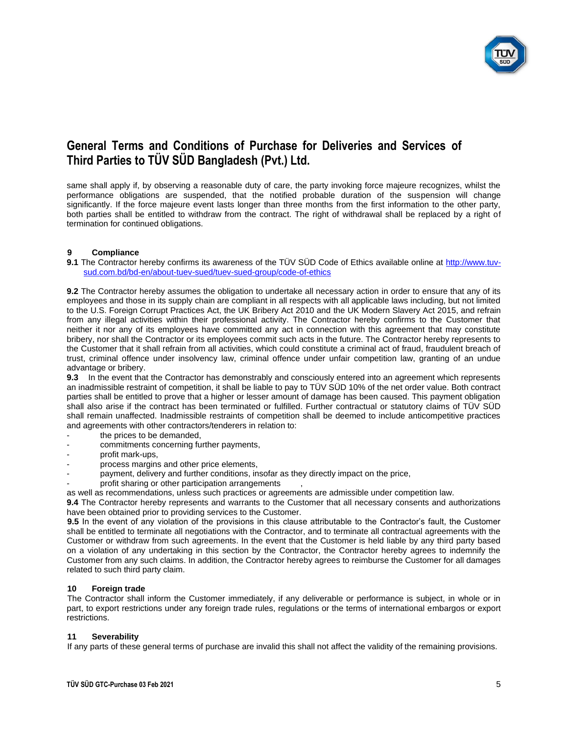same shall apply if, by observing a reasonable duty of care, the party invoking force majeure recognizes, whilst the performance obligations are suspended, that the notified probable duration of the suspension will change significantly. If the force majeure event lasts longer than three months from the first information to the other party, both parties shall be entitled to withdraw from the contract. The right of withdrawal shall be replaced by a right of termination for continued obligations.

## 9 Compliance

**9.1** The Contractor hereby confirms its awareness of the TÜV SÜD Code of Ethics available online at [http://www.tuv-sud.com.bd/bd-en/about-tuev-sued/tuev-sued-group/code-of-ethics](http://www.tuv-sud.com.bd/bd-en/about-tuev-sued/tuev-sued-group/code-of-ethics)

**9.2** The Contractor hereby assumes the obligation to undertake all necessary action in order to ensure that any of its employees and those in its supply chain are compliant in all respects with all applicable laws including, but not limited to the U.S. Foreign Corrupt Practices Act, the UK Bribery Act 2010 and the UK Modern Slavery Act 2015, and refrain from any illegal activities within their professional activity. The Contractor hereby confirms to the Customer that neither it nor any of its employees have committed any act in connection with this agreement that may constitute bribery, nor shall the Contractor or its employees commit such acts in the future. The Contractor hereby represents to the Customer that it shall refrain from all activities, which could constitute a criminal act of fraud, fraudulent breach of trust, criminal offence under insolvency law, criminal offence under unfair competition law, granting of an undue advantage or bribery.

**9.3** In the event that the Contractor has demonstrably and consciously entered into an agreement which represents an inadmissible restraint of competition, it shall be liable to pay to TÜV SÜD 10% of the net order value. Both contract parties shall be entitled to prove that a higher or lesser amount of damage has been caused. This payment obligation shall also arise if the contract has been terminated or fulfilled. Further contractual or statutory claims of TÜV SÜD shall remain unaffected. Inadmissible restraints of competition shall be deemed to include anticompetitive practices and agreements with other contractors/tenderers in relation to:

- the prices to be demanded,
- commitments concerning further payments,
- profit mark-ups,
- process margins and other price elements,
- payment, delivery and further conditions, insofar as they directly impact on the price,
- profit sharing or other participation arrangements ,

as well as recommendations, unless such practices or agreements are admissible under competition law.

**9.4** The Contractor hereby represents and warrants to the Customer that all necessary consents and authorizations have been obtained prior to providing services to the Customer.

**9.5** In the event of any violation of the provisions in this clause attributable to the Contractor's fault, the Customer shall be entitled to terminate all negotiations with the Contractor, and to terminate all contractual agreements with the Customer or withdraw from such agreements. In the event that the Customer is held liable by any third party based on a violation of any undertaking in this section by the Contractor, the Contractor hereby agrees to indemnify the Customer from any such claims. In addition, the Contractor hereby agrees to reimburse the Customer for all damages related to such third party claim.

## 10 Foreign trade

The Contractor shall inform the Customer immediately, if any deliverable or performance is subject, in whole or in part, to export restrictions under any foreign trade rules, regulations or the terms of international embargos or export restrictions.

## 11 Severability

If any parts of these general terms of purchase are invalid this shall not affect the validity of the remaining provisions.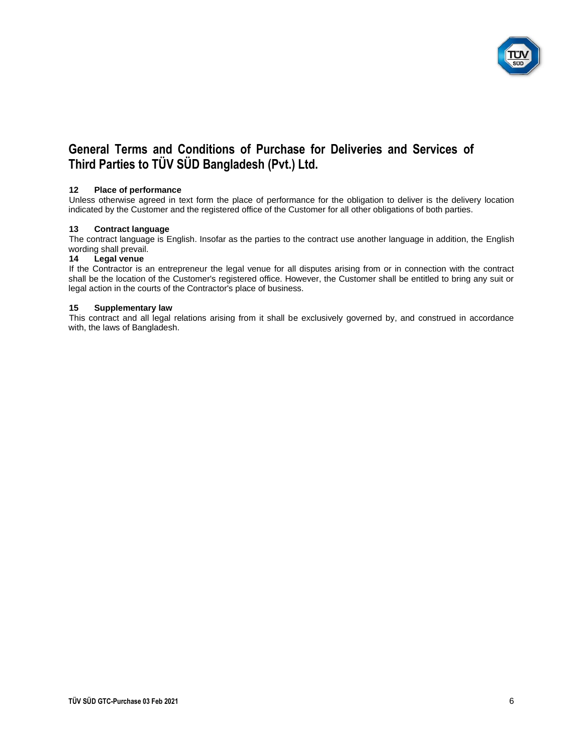# General Terms and Conditions of Purchase for Deliveries and Services of Third Parties to TÜV SÜD Bangladesh (Pvt.) Ltd.

## 12 Place of performance

Unless otherwise agreed in text form the place of performance for the obligation to deliver is the delivery location indicated by the Customer and the registered office of the Customer for all other obligations of both parties.

## 13 Contract language

The contract language is English. Insofar as the parties to the contract use another language in addition, the English wording shall prevail.

## 14 Legal venue

If the Contractor is an entrepreneur the legal venue for all disputes arising from or in connection with the contract shall be the location of the Customer's registered office. However, the Customer shall be entitled to bring any suit or legal action in the courts of the Contractor's place of business.

## 15 Supplementary law

This contract and all legal relations arising from it shall be exclusively governed by, and construed in accordance with, the laws of Bangladesh.